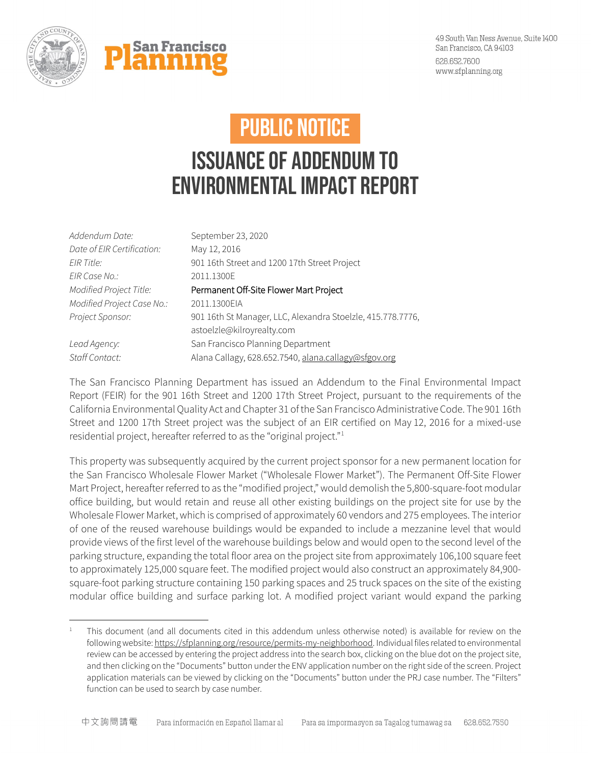San Francisco Planning

49 South Van Ness Avenue, Suite 1400
San Francisco, CA 94103
628.652.7600
www.sfplanning.org

# PUBLIC NOTICE

# ISSUANCE OF ADDENDUM TO ENVIRONMENTAL IMPACT REPORT

| | |
|---|---|
| *Addendum Date:* | September 23, 2020 |
| *Date of EIR Certification:* | May 12, 2016 |
| *EIR Title:* | 901 16th Street and 1200 17th Street Project |
| *EIR Case No.:* | 2011.1300E |
| *Modified Project Title:* | Permanent Off-Site Flower Mart Project |
| *Modified Project Case No.:* | 2011.1300EIA |
| *Project Sponsor:* | 901 16th St Manager, LLC, Alexandra Stoelzle, 415.778.7776, astoelzle@kilroyrealty.com |
| *Lead Agency:* | San Francisco Planning Department |
| *Staff Contact:* | Alana Callagy, 628.652.7540, alana.callagy@sfgov.org |

The San Francisco Planning Department has issued an Addendum to the Final Environmental Impact Report (FEIR) for the 901 16th Street and 1200 17th Street Project, pursuant to the requirements of the California Environmental Quality Act and Chapter 31 of the San Francisco Administrative Code. The 901 16th Street and 1200 17th Street project was the subject of an EIR certified on May 12, 2016 for a mixed-use residential project, hereafter referred to as the "original project."[1]

This property was subsequently acquired by the current project sponsor for a new permanent location for the San Francisco Wholesale Flower Market ("Wholesale Flower Market"). The Permanent Off-Site Flower Mart Project, hereafter referred to as the "modified project," would demolish the 5,800-square-foot modular office building, but would retain and reuse all other existing buildings on the project site for use by the Wholesale Flower Market, which is comprised of approximately 60 vendors and 275 employees. The interior of one of the reused warehouse buildings would be expanded to include a mezzanine level that would provide views of the first level of the warehouse buildings below and would open to the second level of the parking structure, expanding the total floor area on the project site from approximately 106,100 square feet to approximately 125,000 square feet. The modified project would also construct an approximately 84,900-square-foot parking structure containing 150 parking spaces and 25 truck spaces on the site of the existing modular office building and surface parking lot. A modified project variant would expand the parking

[1] This document (and all documents cited in this addendum unless otherwise noted) is available for review on the following website: https://sfplanning.org/resource/permits-my-neighborhood. Individual files related to environmental review can be accessed by entering the project address into the search box, clicking on the blue dot on the project site, and then clicking on the "Documents" button under the ENV application number on the right side of the screen. Project application materials can be viewed by clicking on the "Documents" button under the PRJ case number. The "Filters" function can be used to search by case number.

中文詢問請電 Para información en Español llamar al Para sa impormasyon sa Tagalog tumawag sa 628.652.7550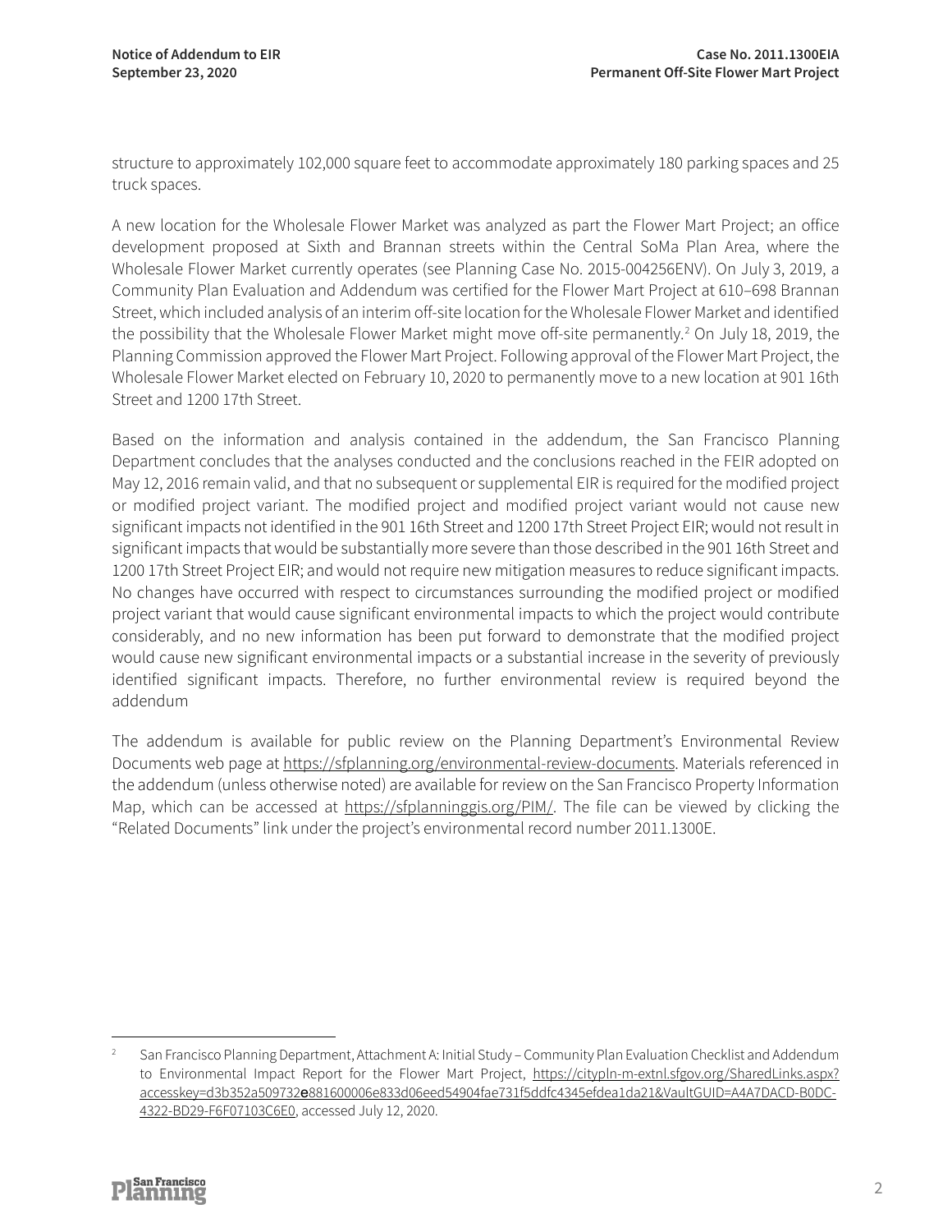structure to approximately 102,000 square feet to accommodate approximately 180 parking spaces and 25 truck spaces.

A new location for the Wholesale Flower Market was analyzed as part the Flower Mart Project; an office development proposed at Sixth and Brannan streets within the Central SoMa Plan Area, where the Wholesale Flower Market currently operates (see Planning Case No. 2015-004256ENV). On July 3, 2019, a Community Plan Evaluation and Addendum was certified for the Flower Mart Project at 610–698 Brannan Street, which included analysis of an interim off-site location for the Wholesale Flower Market and identified the possibility that the Wholesale Flower Market might move off-site permanently.[2] On July 18, 2019, the Planning Commission approved the Flower Mart Project. Following approval of the Flower Mart Project, the Wholesale Flower Market elected on February 10, 2020 to permanently move to a new location at 901 16th Street and 1200 17th Street.

Based on the information and analysis contained in the addendum, the San Francisco Planning Department concludes that the analyses conducted and the conclusions reached in the FEIR adopted on May 12, 2016 remain valid, and that no subsequent or supplemental EIR is required for the modified project or modified project variant. The modified project and modified project variant would not cause new significant impacts not identified in the 901 16th Street and 1200 17th Street Project EIR; would not result in significant impacts that would be substantially more severe than those described in the 901 16th Street and 1200 17th Street Project EIR; and would not require new mitigation measures to reduce significant impacts. No changes have occurred with respect to circumstances surrounding the modified project or modified project variant that would cause significant environmental impacts to which the project would contribute considerably, and no new information has been put forward to demonstrate that the modified project would cause new significant environmental impacts or a substantial increase in the severity of previously identified significant impacts. Therefore, no further environmental review is required beyond the addendum

The addendum is available for public review on the Planning Department's Environmental Review Documents web page at https://sfplanning.org/environmental-review-documents. Materials referenced in the addendum (unless otherwise noted) are available for review on the San Francisco Property Information Map, which can be accessed at https://sfplanninggis.org/PIM/. The file can be viewed by clicking the "Related Documents" link under the project's environmental record number 2011.1300E.

---

[2] San Francisco Planning Department, Attachment A: Initial Study – Community Plan Evaluation Checklist and Addendum to Environmental Impact Report for the Flower Mart Project, https://citypln-m-extnl.sfgov.org/SharedLinks.aspx?accesskey=d3b352a509732e881600006e833d06eed54904fae731f5ddfc4345efdea1da21&VaultGUID=A4A7DACD-B0DC-4322-BD29-F6F07103C6E0, accessed July 12, 2020.